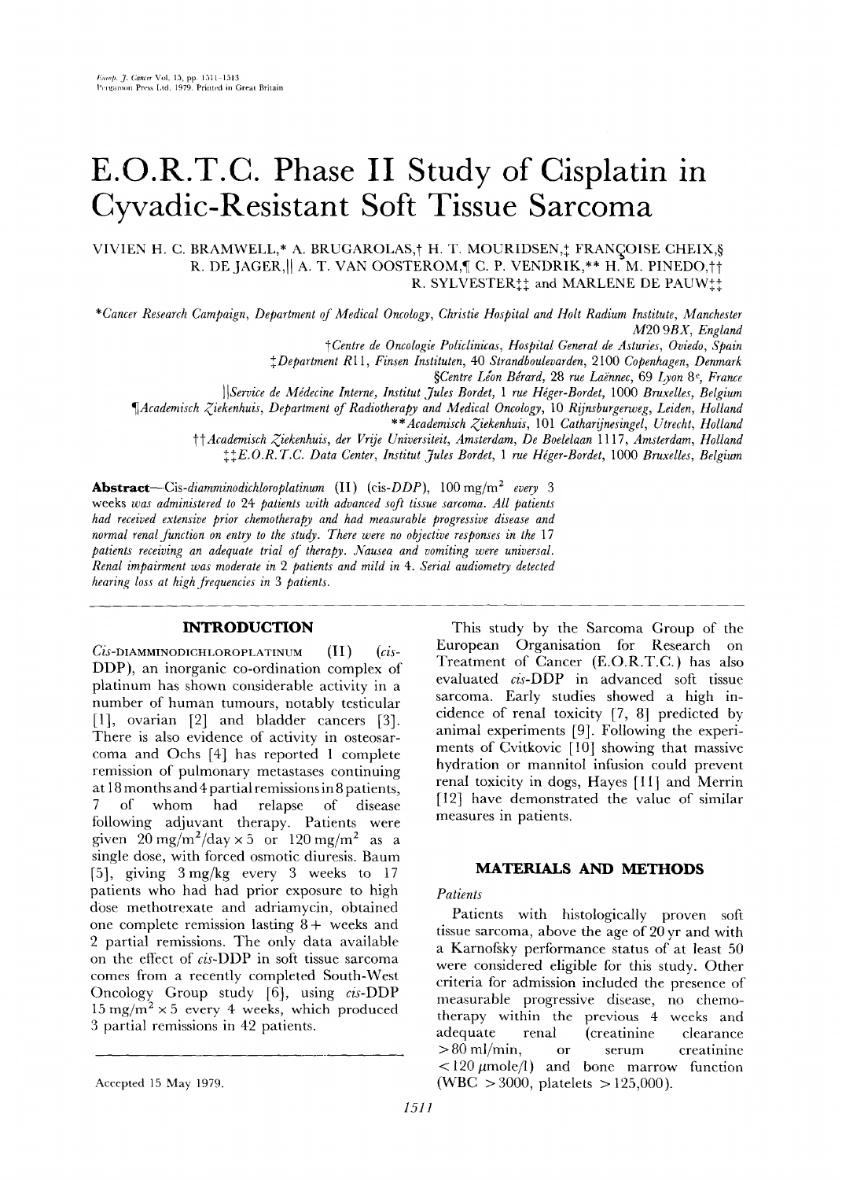# E.O.R.T.C. Phase II Study of Cisplatin in Cyvadic-Resistant Soft Tissue Sarcoma

VIVIEN H. C. BRAMWELL,* A. BRUGAROLAS,† H. T. MOURIDSEN,‡ FRANÇOISE CHEIX,§ R. DE JAGER,|| A. T. VAN OOSTEROM,¶ C. P. VENDRIK,** H. M. PINEDO,†† R. SYLVESTER‡‡ and MARLENE DE PAUW‡‡

*Cancer Research Campaign, Department of Medical Oncology, Christie Hospital and Holt Radium Institute, Manchester M20 9BX, England

†Centre de Oncologie Policlinicas, Hospital General de Asturies, Oviedo, Spain

‡Department R11, Finsen Institutten, 40 Strandboulevarden, 2100 Copenhagen, Denmark

§Centre Léon Bérard, 28 rue Laënnec, 69 Lyon 8e, France

||Service de Médecine Interne, Institut Jules Bordet, 1 rue Héger-Bordet, 1000 Bruxelles, Belgium

¶Academisch Ziekenhuis, Department of Radiotherapy and Medical Oncology, 10 Rijnsburgerweg, Leiden, Holland

**Academisch Ziekenhuis, 101 Catharijnesingel, Utrecht, Holland

††Academisch Ziekenhuis, der Vrije Universiteit, Amsterdam, De Boelelaan 1117, Amsterdam, Holland

‡‡E.O.R.T.C. Data Center, Institut Jules Bordet, 1 rue Héger-Bordet, 1000 Bruxelles, Belgium

**Abstract**—*Cis-diamminodichloroplatinum (II) (cis-DDP), 100 mg/m$^2$ every 3 weeks was administered to 24 patients with advanced soft tissue sarcoma. All patients had received extensive prior chemotherapy and had measurable progressive disease and normal renal function on entry to the study. There were no objective responses in the 17 patients receiving an adequate trial of therapy. Nausea and vomiting were universal. Renal impairment was moderate in 2 patients and mild in 4. Serial audiometry detected hearing loss at high frequencies in 3 patients.*

## INTRODUCTION

*Cis*-DIAMMINODICHLOROPLATINUM (II) (*cis*-DDP), an inorganic co-ordination complex of platinum has shown considerable activity in a number of human tumours, notably testicular [1], ovarian [2] and bladder cancers [3]. There is also evidence of activity in osteosarcoma and Ochs [4] has reported 1 complete remission of pulmonary metastases continuing at 18 months and 4 partial remissions in 8 patients, 7 of whom had relapse of disease following adjuvant therapy. Patients were given 20 mg/m$^2$/day × 5 or 120 mg/m$^2$ as a single dose, with forced osmotic diuresis. Baum [5], giving 3 mg/kg every 3 weeks to 17 patients who had had prior exposure to high dose methotrexate and adriamycin, obtained one complete remission lasting 8+ weeks and 2 partial remissions. The only data available on the effect of *cis*-DDP in soft tissue sarcoma comes from a recently completed South-West Oncology Group study [6], using *cis*-DDP 15 mg/m$^2$ × 5 every 4 weeks, which produced 3 partial remissions in 42 patients.

This study by the Sarcoma Group of the European Organisation for Research on Treatment of Cancer (E.O.R.T.C.) has also evaluated *cis*-DDP in advanced soft tissue sarcoma. Early studies showed a high incidence of renal toxicity [7, 8] predicted by animal experiments [9]. Following the experiments of Cvitkovic [10] showing that massive hydration or mannitol infusion could prevent renal toxicity in dogs, Hayes [11] and Merrin [12] have demonstrated the value of similar measures in patients.

## MATERIALS AND METHODS

### *Patients*

Patients with histologically proven soft tissue sarcoma, above the age of 20 yr and with a Karnofsky performance status of at least 50 were considered eligible for this study. Other criteria for admission included the presence of measurable progressive disease, no chemotherapy within the previous 4 weeks and adequate renal (creatinine clearance >80 ml/min, or serum creatinine <120 μmole/l) and bone marrow function (WBC >3000, platelets >125,000).

Accepted 15 May 1979.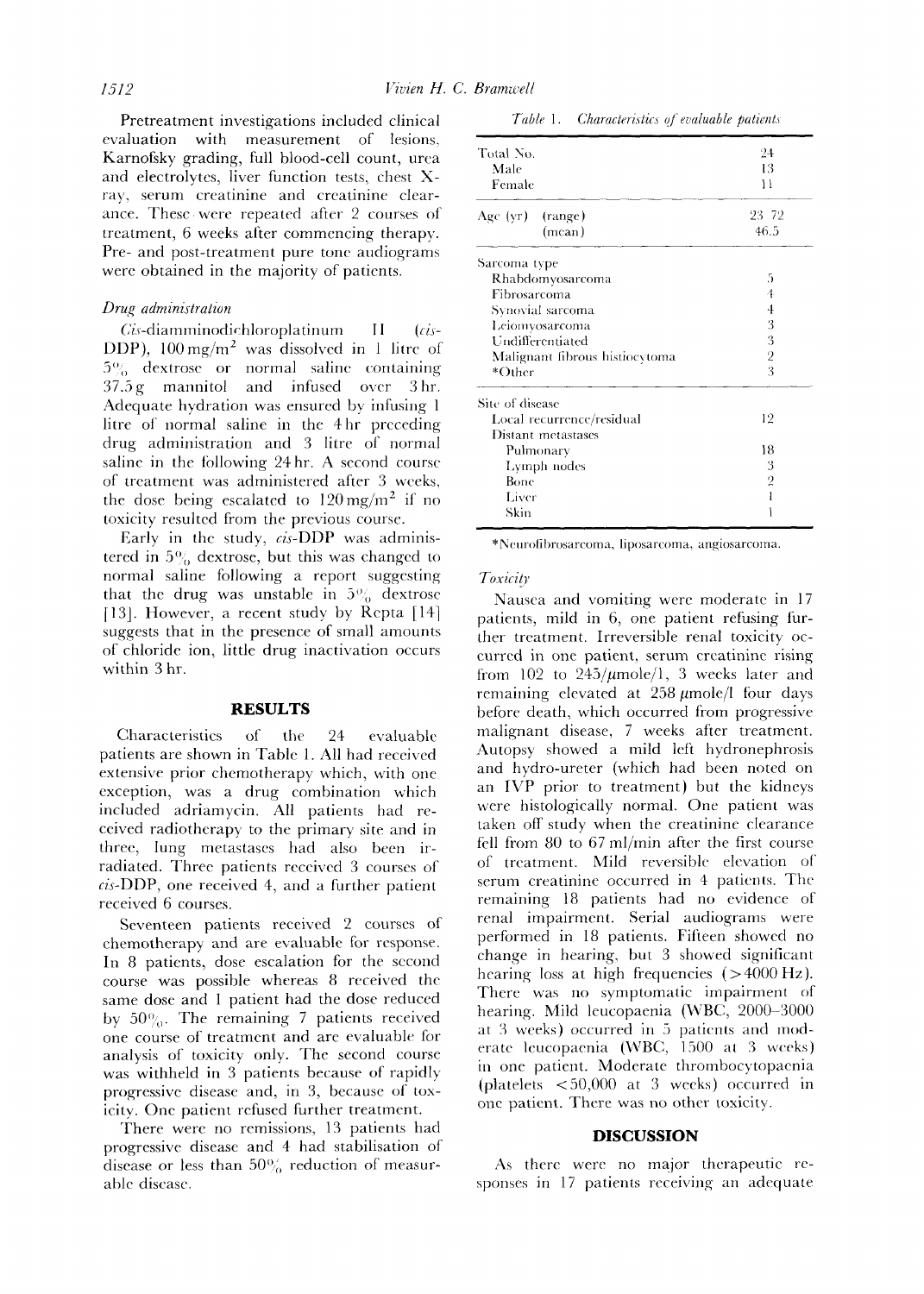Pretreatment investigations included clinical evaluation with measurement of lesions, Karnofsky grading, full blood-cell count, urea and electrolytes, liver function tests, chest X-ray, serum creatinine and creatinine clearance. These were repeated after 2 courses of treatment, 6 weeks after commencing therapy. Pre- and post-treatment pure tone audiograms were obtained in the majority of patients.

### *Drug administration*

*Cis*-diamminodichloroplatinum II (*cis*-DDP), 100 mg/m$^2$ was dissolved in 1 litre of 5% dextrose or normal saline containing 37.5 g mannitol and infused over 3 hr. Adequate hydration was ensured by infusing 1 litre of normal saline in the 4 hr preceding drug administration and 3 litre of normal saline in the following 24 hr. A second course of treatment was administered after 3 weeks, the dose being escalated to 120 mg/m$^2$ if no toxicity resulted from the previous course.

Early in the study, *cis*-DDP was administered in 5% dextrose, but this was changed to normal saline following a report suggesting that the drug was unstable in 5% dextrose [13]. However, a recent study by Repta [14] suggests that in the presence of small amounts of chloride ion, little drug inactivation occurs within 3 hr.

## RESULTS

Characteristics of the 24 evaluable patients are shown in Table 1. All had received extensive prior chemotherapy which, with one exception, was a drug combination which included adriamycin. All patients had received radiotherapy to the primary site and in three, lung metastases had also been irradiated. Three patients received 3 courses of *cis*-DDP, one received 4, and a further patient received 6 courses.

Seventeen patients received 2 courses of chemotherapy and are evaluable for response. In 8 patients, dose escalation for the second course was possible whereas 8 received the same dose and 1 patient had the dose reduced by 50%. The remaining 7 patients received one course of treatment and are evaluable for analysis of toxicity only. The second course was withheld in 3 patients because of rapidly progressive disease and, in 3, because of toxicity. One patient refused further treatment.

There were no remissions, 13 patients had progressive disease and 4 had stabilisation of disease or less than 50% reduction of measurable disease.

*Table 1. Characteristics of evaluable patients*

| | |
|---|---|
| Total No. | 24 |
| Male | 13 |
| Female | 11 |
| Age (yr) (range) | 23–72 |
| (mean) | 46.5 |
| Sarcoma type | |
| Rhabdomyosarcoma | 5 |
| Fibrosarcoma | 4 |
| Synovial sarcoma | 4 |
| Leiomyosarcoma | 3 |
| Undifferentiated | 3 |
| Malignant fibrous histiocytoma | 2 |
| *Other | 3 |
| Site of disease | |
| Local recurrence/residual | 12 |
| Distant metastases | |
| Pulmonary | 18 |
| Lymph nodes | 3 |
| Bone | 2 |
| Liver | 1 |
| Skin | 1 |

*Neurofibrosarcoma, liposarcoma, angiosarcoma.

### *Toxicity*

Nausea and vomiting were moderate in 17 patients, mild in 6, one patient refusing further treatment. Irreversible renal toxicity occurred in one patient, serum creatinine rising from 102 to 245/$\mu$mole/l, 3 weeks later and remaining elevated at 258 $\mu$mole/l four days before death, which occurred from progressive malignant disease, 7 weeks after treatment. Autopsy showed a mild left hydronephrosis and hydro-ureter (which had been noted on an IVP prior to treatment) but the kidneys were histologically normal. One patient was taken off study when the creatinine clearance fell from 80 to 67 ml/min after the first course of treatment. Mild reversible elevation of serum creatinine occurred in 4 patients. The remaining 18 patients had no evidence of renal impairment. Serial audiograms were performed in 18 patients. Fifteen showed no change in hearing, but 3 showed significant hearing loss at high frequencies (>4000 Hz). There was no symptomatic impairment of hearing. Mild leucopaenia (WBC, 2000–3000 at 3 weeks) occurred in 5 patients and moderate leucopaenia (WBC, 1500 at 3 weeks) in one patient. Moderate thrombocytopaenia (platelets <50,000 at 3 weeks) occurred in one patient. There was no other toxicity.

## DISCUSSION

As there were no major therapeutic responses in 17 patients receiving an adequate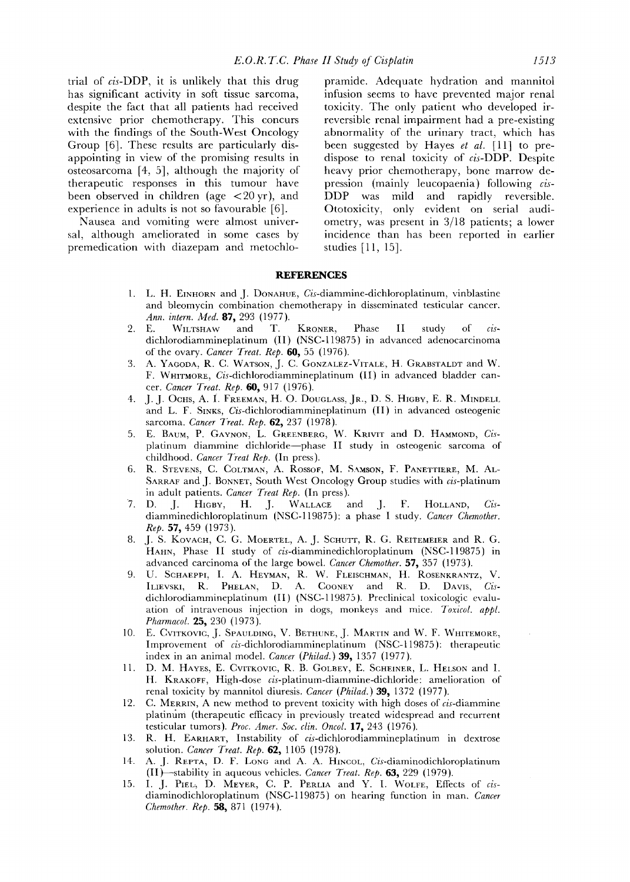trial of *cis*-DDP, it is unlikely that this drug has significant activity in soft tissue sarcoma, despite the fact that all patients had received extensive prior chemotherapy. This concurs with the findings of the South-West Oncology Group [6]. These results are particularly disappointing in view of the promising results in osteosarcoma [4, 5], although the majority of therapeutic responses in this tumour have been observed in children (age <20 yr), and experience in adults is not so favourable [6].

Nausea and vomiting were almost universal, although ameliorated in some cases by premedication with diazepam and metochlopramide. Adequate hydration and mannitol infusion seems to have prevented major renal toxicity. The only patient who developed irreversible renal impairment had a pre-existing abnormality of the urinary tract, which has been suggested by Hayes *et al.* [11] to predispose to renal toxicity of *cis*-DDP. Despite heavy prior chemotherapy, bone marrow depression (mainly leucopaenia) following *cis*-DDP was mild and rapidly reversible. Ototoxicity, only evident on serial audiometry, was present in 3/18 patients; a lower incidence than has been reported in earlier studies [11, 15].

## REFERENCES

1. L. H. Einhorn and J. Donahue, *Cis*-diammine-dichloroplatinum, vinblastine and bleomycin combination chemotherapy in disseminated testicular cancer. *Ann. intern. Med.* **87,** 293 (1977).
2. E. Wiltshaw and T. Kroner, Phase II study of *cis*-dichlorodiammineplatinum (II) (NSC-119875) in advanced adenocarcinoma of the ovary. *Cancer Treat. Rep.* **60,** 55 (1976).
3. A. Yagoda, R. C. Watson, J. C. Gonzalez-Vitale, H. Grabstaldt and W. F. Whitmore, *Cis*-dichlorodiammineplatinum (II) in advanced bladder cancer. *Cancer Treat. Rep.* **60,** 917 (1976).
4. J. J. Ochs, A. I. Freeman, H. O. Douglass, Jr., D. S. Higby, E. R. Mindell and L. F. Sinks, *Cis*-dichlorodiammineplatinum (II) in advanced osteogenic sarcoma. *Cancer Treat. Rep.* **62,** 237 (1978).
5. E. Baum, P. Gaynon, L. Greenberg, W. Krivit and D. Hammond, *Cis*-platinum diammine dichloride—phase II study in osteogenic sarcoma of childhood. *Cancer Treat Rep.* (In press).
6. R. Stevens, C. Coltman, A. Rossof, M. Samson, F. Panettiere, M. Al-Sarraf and J. Bonnet, South West Oncology Group studies with *cis*-platinum in adult patients. *Cancer Treat Rep.* (In press).
7. D. J. Higby, H. J. Wallace and J. F. Holland, *Cis*-diamminedichloroplatinum (NSC-119875): a phase I study. *Cancer Chemother. Rep.* **57,** 459 (1973).
8. J. S. Kovach, C. G. Moertel, A. J. Schutt, R. G. Reitemeier and R. G. Hahn, Phase II study of *cis*-diamminedichloroplatinum (NSC-119875) in advanced carcinoma of the large bowel. *Cancer Chemother.* **57,** 357 (1973).
9. U. Schaeppi, I. A. Heyman, R. W. Fleischman, H. Rosenkrantz, V. Ilievski, R. Phelan, D. A. Cooney and R. D. Davis, *Cis*-dichlorodiammineplatinum (II) (NSC-119875). Preclinical toxicologic evaluation of intravenous injection in dogs, monkeys and mice. *Toxicol. appl. Pharmacol.* **25,** 230 (1973).
10. E. Cvitkovic, J. Spaulding, V. Bethune, J. Martin and W. F. Whitemore, Improvement of *cis*-dichlorodiammineplatinum (NSC-119875): therapeutic index in an animal model. *Cancer (Philad.)* **39,** 1357 (1977).
11. D. M. Hayes, E. Cvitkovic, R. B. Golbey, E. Scheiner, L. Helson and I. H. Krakoff, High-dose *cis*-platinum-diammine-dichloride: amelioration of renal toxicity by mannitol diuresis. *Cancer (Philad.)* **39,** 1372 (1977).
12. C. Merrin, A new method to prevent toxicity with high doses of *cis*-diammine platinum (therapeutic efficacy in previously treated widespread and recurrent testicular tumors). *Proc. Amer. Soc. clin. Oncol.* **17,** 243 (1976).
13. R. H. Earhart, Instability of *cis*-dichlorodiammineplatinum in dextrose solution. *Cancer Treat. Rep.* **62,** 1105 (1978).
14. A. J. Repta, D. F. Long and A. A. Hincol, *Cis*-diaminodichloroplatinum (II)—stability in aqueous vehicles. *Cancer Treat. Rep.* **63,** 229 (1979).
15. I. J. Piel, D. Meyer, C. P. Perlia and Y. I. Wolfe, Effects of *cis*-diaminodichloroplatinum (NSC-119875) on hearing function in man. *Cancer Chemother. Rep.* **58,** 871 (1974).